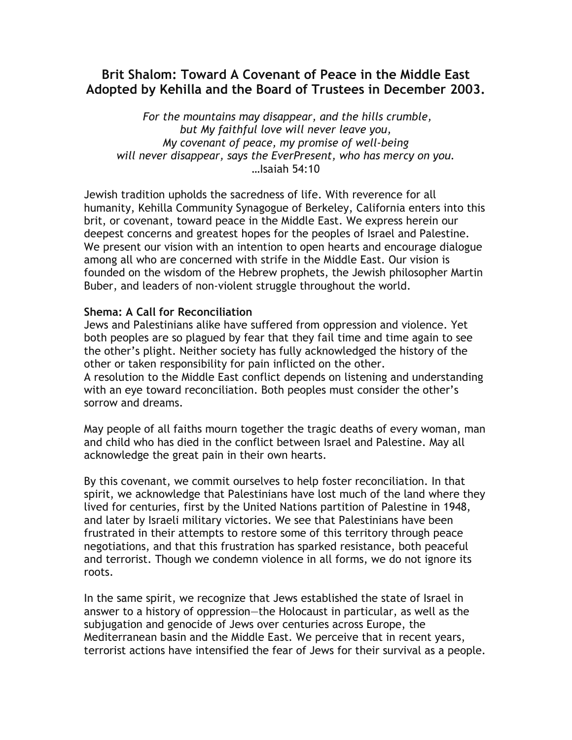# Brit Shalom: Toward A Covenant of Peace in the Middle East
## Adopted by Kehilla and the Board of Trustees in December 2003.

*For the mountains may disappear, and the hills crumble,*
*but My faithful love will never leave you,*
*My covenant of peace, my promise of well-being*
*will never disappear, says the EverPresent, who has mercy on you.*
…Isaiah 54:10

Jewish tradition upholds the sacredness of life. With reverence for all humanity, Kehilla Community Synagogue of Berkeley, California enters into this brit, or covenant, toward peace in the Middle East. We express herein our deepest concerns and greatest hopes for the peoples of Israel and Palestine. We present our vision with an intention to open hearts and encourage dialogue among all who are concerned with strife in the Middle East. Our vision is founded on the wisdom of the Hebrew prophets, the Jewish philosopher Martin Buber, and leaders of non-violent struggle throughout the world.

**Shema: A Call for Reconciliation**

Jews and Palestinians alike have suffered from oppression and violence. Yet both peoples are so plagued by fear that they fail time and time again to see the other's plight. Neither society has fully acknowledged the history of the other or taken responsibility for pain inflicted on the other.
A resolution to the Middle East conflict depends on listening and understanding with an eye toward reconciliation. Both peoples must consider the other's sorrow and dreams.

May people of all faiths mourn together the tragic deaths of every woman, man and child who has died in the conflict between Israel and Palestine. May all acknowledge the great pain in their own hearts.

By this covenant, we commit ourselves to help foster reconciliation. In that spirit, we acknowledge that Palestinians have lost much of the land where they lived for centuries, first by the United Nations partition of Palestine in 1948, and later by Israeli military victories. We see that Palestinians have been frustrated in their attempts to restore some of this territory through peace negotiations, and that this frustration has sparked resistance, both peaceful and terrorist. Though we condemn violence in all forms, we do not ignore its roots.

In the same spirit, we recognize that Jews established the state of Israel in answer to a history of oppression—the Holocaust in particular, as well as the subjugation and genocide of Jews over centuries across Europe, the Mediterranean basin and the Middle East. We perceive that in recent years, terrorist actions have intensified the fear of Jews for their survival as a people.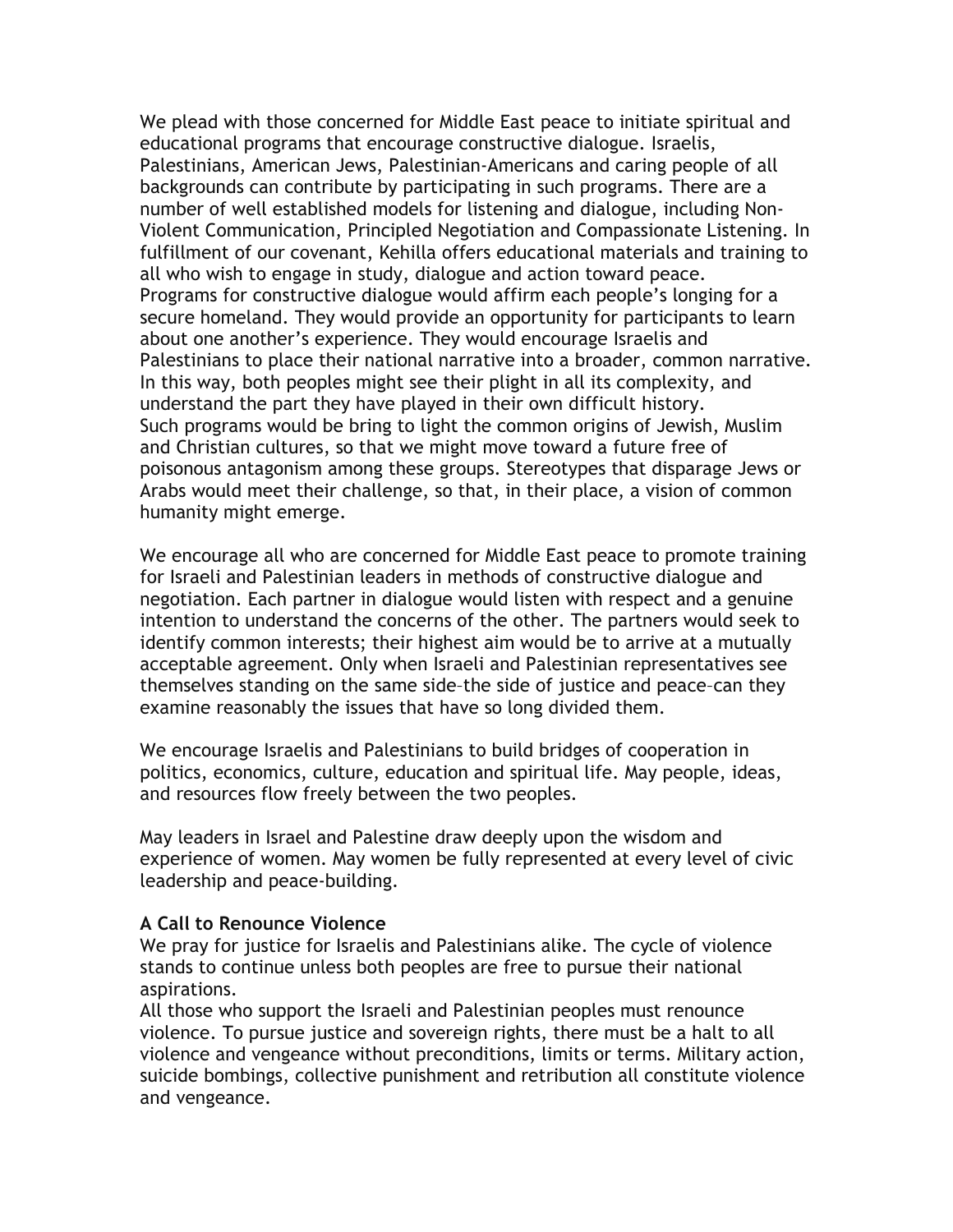We plead with those concerned for Middle East peace to initiate spiritual and educational programs that encourage constructive dialogue. Israelis, Palestinians, American Jews, Palestinian-Americans and caring people of all backgrounds can contribute by participating in such programs. There are a number of well established models for listening and dialogue, including Non-Violent Communication, Principled Negotiation and Compassionate Listening. In fulfillment of our covenant, Kehilla offers educational materials and training to all who wish to engage in study, dialogue and action toward peace.
Programs for constructive dialogue would affirm each people's longing for a secure homeland. They would provide an opportunity for participants to learn about one another's experience. They would encourage Israelis and Palestinians to place their national narrative into a broader, common narrative. In this way, both peoples might see their plight in all its complexity, and understand the part they have played in their own difficult history.
Such programs would be bring to light the common origins of Jewish, Muslim and Christian cultures, so that we might move toward a future free of poisonous antagonism among these groups. Stereotypes that disparage Jews or Arabs would meet their challenge, so that, in their place, a vision of common humanity might emerge.

We encourage all who are concerned for Middle East peace to promote training for Israeli and Palestinian leaders in methods of constructive dialogue and negotiation. Each partner in dialogue would listen with respect and a genuine intention to understand the concerns of the other. The partners would seek to identify common interests; their highest aim would be to arrive at a mutually acceptable agreement. Only when Israeli and Palestinian representatives see themselves standing on the same side–the side of justice and peace–can they examine reasonably the issues that have so long divided them.

We encourage Israelis and Palestinians to build bridges of cooperation in politics, economics, culture, education and spiritual life. May people, ideas, and resources flow freely between the two peoples.

May leaders in Israel and Palestine draw deeply upon the wisdom and experience of women. May women be fully represented at every level of civic leadership and peace-building.

**A Call to Renounce Violence**

We pray for justice for Israelis and Palestinians alike. The cycle of violence stands to continue unless both peoples are free to pursue their national aspirations.
All those who support the Israeli and Palestinian peoples must renounce violence. To pursue justice and sovereign rights, there must be a halt to all violence and vengeance without preconditions, limits or terms. Military action, suicide bombings, collective punishment and retribution all constitute violence and vengeance.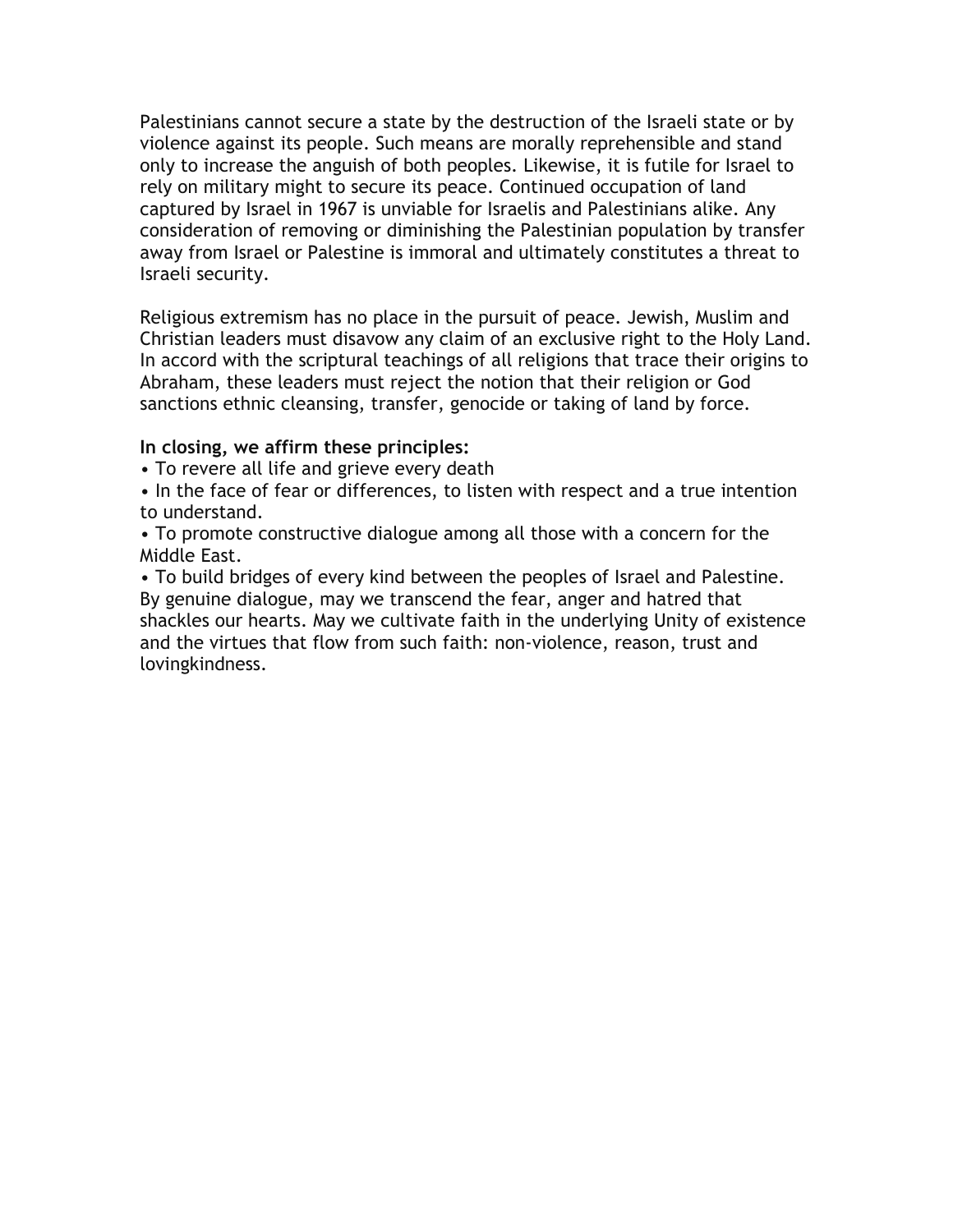Palestinians cannot secure a state by the destruction of the Israeli state or by violence against its people. Such means are morally reprehensible and stand only to increase the anguish of both peoples. Likewise, it is futile for Israel to rely on military might to secure its peace. Continued occupation of land captured by Israel in 1967 is unviable for Israelis and Palestinians alike. Any consideration of removing or diminishing the Palestinian population by transfer away from Israel or Palestine is immoral and ultimately constitutes a threat to Israeli security.

Religious extremism has no place in the pursuit of peace. Jewish, Muslim and Christian leaders must disavow any claim of an exclusive right to the Holy Land. In accord with the scriptural teachings of all religions that trace their origins to Abraham, these leaders must reject the notion that their religion or God sanctions ethnic cleansing, transfer, genocide or taking of land by force.

**In closing, we affirm these principles:**

- To revere all life and grieve every death
- In the face of fear or differences, to listen with respect and a true intention to understand.
- To promote constructive dialogue among all those with a concern for the Middle East.
- To build bridges of every kind between the peoples of Israel and Palestine.

By genuine dialogue, may we transcend the fear, anger and hatred that shackles our hearts. May we cultivate faith in the underlying Unity of existence and the virtues that flow from such faith: non-violence, reason, trust and lovingkindness.